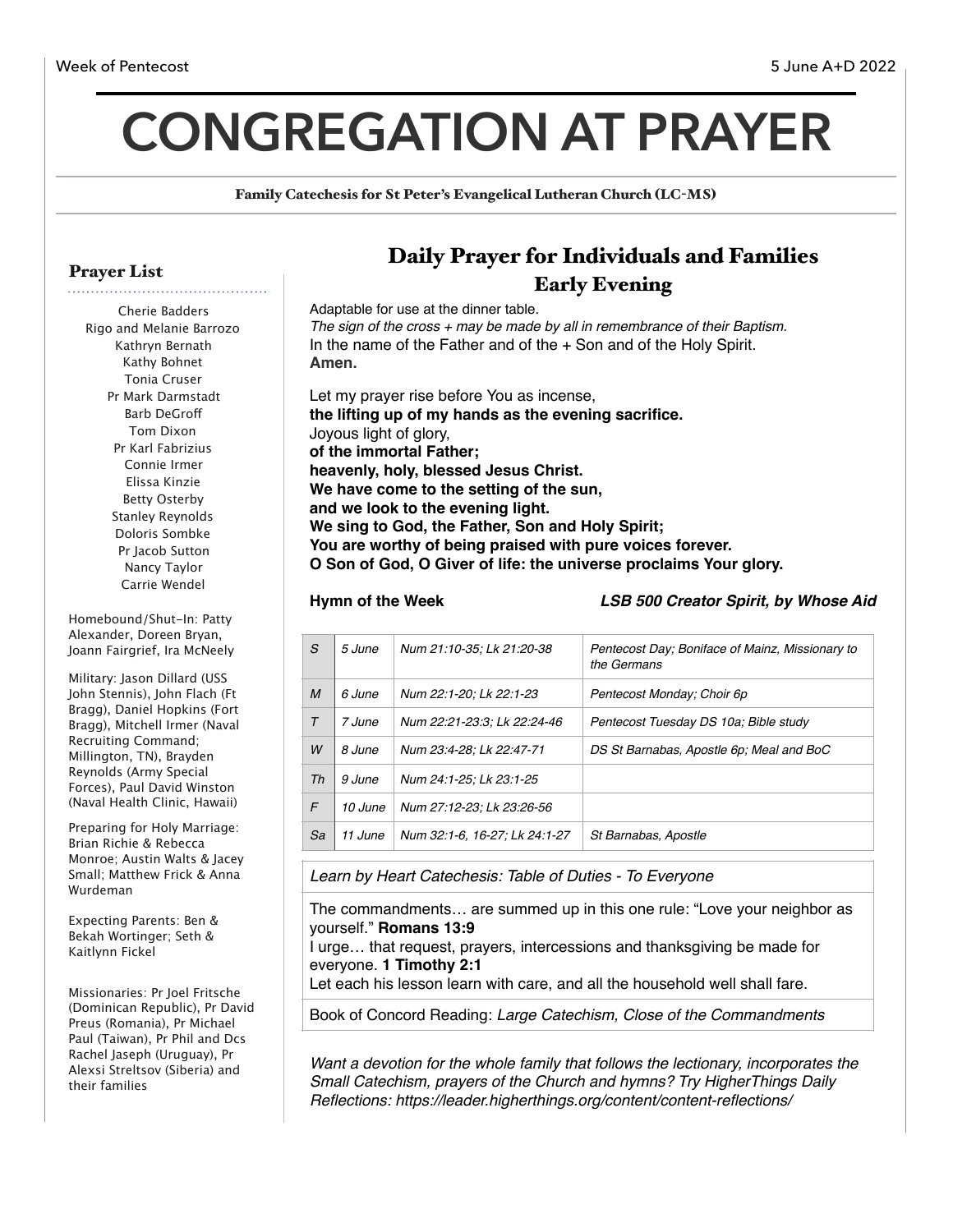Week of Pentecost

5 June A+D 2022

# CONGREGATION AT PRAYER

Family Catechesis for St Peter's Evangelical Lutheran Church (LC-MS)

## Prayer List

Cherie Badders
Rigo and Melanie Barrozo
Kathryn Bernath
Kathy Bohnet
Tonia Cruser
Pr Mark Darmstadt
Barb DeGroff
Tom Dixon
Pr Karl Fabrizius
Connie Irmer
Elissa Kinzie
Betty Osterby
Stanley Reynolds
Doloris Sombke
Pr Jacob Sutton
Nancy Taylor
Carrie Wendel

Homebound/Shut-In: Patty Alexander, Doreen Bryan, Joann Fairgrief, Ira McNeely

Military: Jason Dillard (USS John Stennis), John Flach (Ft Bragg), Daniel Hopkins (Fort Bragg), Mitchell Irmer (Naval Recruiting Command; Millington, TN), Brayden Reynolds (Army Special Forces), Paul David Winston (Naval Health Clinic, Hawaii)

Preparing for Holy Marriage: Brian Richie & Rebecca Monroe; Austin Walts & Jacey Small; Matthew Frick & Anna Wurdeman

Expecting Parents: Ben & Bekah Wortinger; Seth & Kaitlynn Fickel

Missionaries: Pr Joel Fritsche (Dominican Republic), Pr David Preus (Romania), Pr Michael Paul (Taiwan), Pr Phil and Dcs Rachel Jaseph (Uruguay), Pr Alexsi Streltsov (Siberia) and their families

## Daily Prayer for Individuals and Families

### Early Evening

Adaptable for use at the dinner table.

*The sign of the cross + may be made by all in remembrance of their Baptism.*

In the name of the Father and of the + Son and of the Holy Spirit.
**Amen.**

Let my prayer rise before You as incense,
**the lifting up of my hands as the evening sacrifice.**
Joyous light of glory,
**of the immortal Father;**
**heavenly, holy, blessed Jesus Christ.**
**We have come to the setting of the sun,**
**and we look to the evening light.**
**We sing to God, the Father, Son and Holy Spirit;**
**You are worthy of being praised with pure voices forever.**
**O Son of God, O Giver of life: the universe proclaims Your glory.**

**Hymn of the Week** ***LSB 500 Creator Spirit, by Whose Aid***

| | | | |
|---|---|---|---|
| *S* | *5 June* | *Num 21:10-35; Lk 21:20-38* | *Pentecost Day; Boniface of Mainz, Missionary to the Germans* |
| *M* | *6 June* | *Num 22:1-20; Lk 22:1-23* | *Pentecost Monday; Choir 6p* |
| *T* | *7 June* | *Num 22:21-23:3; Lk 22:24-46* | *Pentecost Tuesday DS 10a; Bible study* |
| *W* | *8 June* | *Num 23:4-28; Lk 22:47-71* | *DS St Barnabas, Apostle 6p; Meal and BoC* |
| *Th* | *9 June* | *Num 24:1-25; Lk 23:1-25* | |
| *F* | *10 June* | *Num 27:12-23; Lk 23:26-56* | |
| *Sa* | *11 June* | *Num 32:1-6, 16-27; Lk 24:1-27* | *St Barnabas, Apostle* |

*Learn by Heart Catechesis: Table of Duties - To Everyone*

The commandments… are summed up in this one rule: "Love your neighbor as yourself." **Romans 13:9**
I urge… that request, prayers, intercessions and thanksgiving be made for everyone. **1 Timothy 2:1**
Let each his lesson learn with care, and all the household well shall fare.

Book of Concord Reading: *Large Catechism, Close of the Commandments*

*Want a devotion for the whole family that follows the lectionary, incorporates the Small Catechism, prayers of the Church and hymns? Try HigherThings Daily Reflections: https://leader.higherthings.org/content/content-reflections/*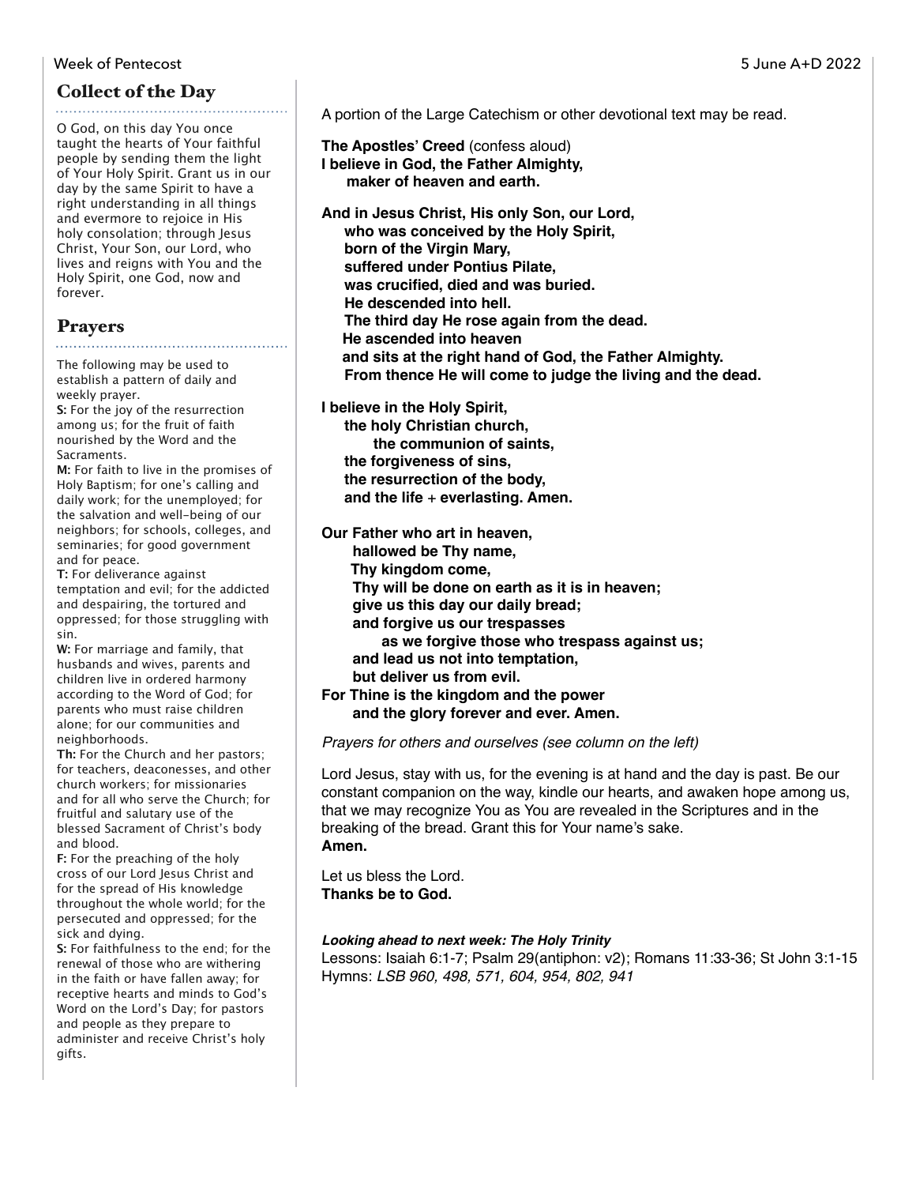## Collect of the Day

O God, on this day You once taught the hearts of Your faithful people by sending them the light of Your Holy Spirit. Grant us in our day by the same Spirit to have a right understanding in all things and evermore to rejoice in His holy consolation; through Jesus Christ, Your Son, our Lord, who lives and reigns with You and the Holy Spirit, one God, now and forever.

## Prayers

The following may be used to establish a pattern of daily and weekly prayer.

**S:** For the joy of the resurrection among us; for the fruit of faith nourished by the Word and the Sacraments.

**M:** For faith to live in the promises of Holy Baptism; for one's calling and daily work; for the unemployed; for the salvation and well-being of our neighbors; for schools, colleges, and seminaries; for good government and for peace.

**T:** For deliverance against temptation and evil; for the addicted and despairing, the tortured and oppressed; for those struggling with sin.

**W:** For marriage and family, that husbands and wives, parents and children live in ordered harmony according to the Word of God; for parents who must raise children alone; for our communities and neighborhoods.

**Th:** For the Church and her pastors; for teachers, deaconesses, and other church workers; for missionaries and for all who serve the Church; for fruitful and salutary use of the blessed Sacrament of Christ's body and blood.

**F:** For the preaching of the holy cross of our Lord Jesus Christ and for the spread of His knowledge throughout the whole world; for the persecuted and oppressed; for the sick and dying.

**S:** For faithfulness to the end; for the renewal of those who are withering in the faith or have fallen away; for receptive hearts and minds to God's Word on the Lord's Day; for pastors and people as they prepare to administer and receive Christ's holy gifts.

A portion of the Large Catechism or other devotional text may be read.

**The Apostles' Creed** (confess aloud)
**I believe in God, the Father Almighty,**
**maker of heaven and earth.**

**And in Jesus Christ, His only Son, our Lord,**
**who was conceived by the Holy Spirit,**
**born of the Virgin Mary,**
**suffered under Pontius Pilate,**
**was crucified, died and was buried.**
**He descended into hell.**
**The third day He rose again from the dead.**
**He ascended into heaven**
**and sits at the right hand of God, the Father Almighty.**
**From thence He will come to judge the living and the dead.**

**I believe in the Holy Spirit,**
**the holy Christian church,**
**the communion of saints,**
**the forgiveness of sins,**
**the resurrection of the body,**
**and the life + everlasting. Amen.**

**Our Father who art in heaven,**
**hallowed be Thy name,**
**Thy kingdom come,**
**Thy will be done on earth as it is in heaven;**
**give us this day our daily bread;**
**and forgive us our trespasses**
**as we forgive those who trespass against us;**
**and lead us not into temptation,**
**but deliver us from evil.**
**For Thine is the kingdom and the power**
**and the glory forever and ever. Amen.**

*Prayers for others and ourselves (see column on the left)*

Lord Jesus, stay with us, for the evening is at hand and the day is past. Be our constant companion on the way, kindle our hearts, and awaken hope among us, that we may recognize You as You are revealed in the Scriptures and in the breaking of the bread. Grant this for Your name's sake.
**Amen.**

Let us bless the Lord.
**Thanks be to God.**

***Looking ahead to next week: The Holy Trinity***
Lessons: Isaiah 6:1-7; Psalm 29(antiphon: v2); Romans 11:33-36; St John 3:1-15
Hymns: *LSB 960, 498, 571, 604, 954, 802, 941*